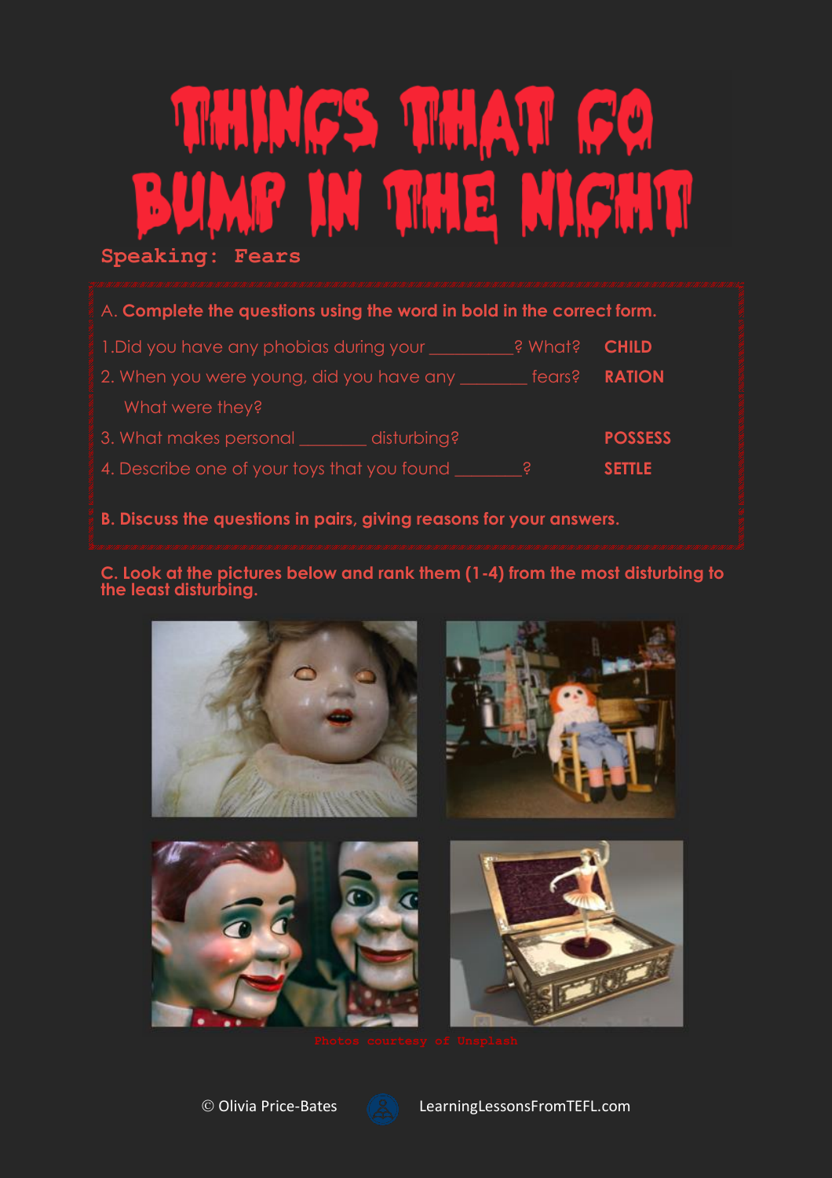# THINGS THAT GO BUMP IN THE NIGHT

## Speaking: Fears

A. **Complete the questions using the word in bold in the correct form.**

1.Did you have any phobias during your __________? What? **CHILD**

2. When you were young, did you have any ________ fears? What were they? **RATION**

3. What makes personal ________ disturbing? **POSSESS**

4. Describe one of your toys that you found ________? **SETTLE**

**B. Discuss the questions in pairs, giving reasons for your answers.**

**C. Look at the pictures below and rank them (1-4) from the most disturbing to the least disturbing.**

Photos courtesy of Unsplash

© Olivia Price-Bates LearningLessonsFromTEFL.com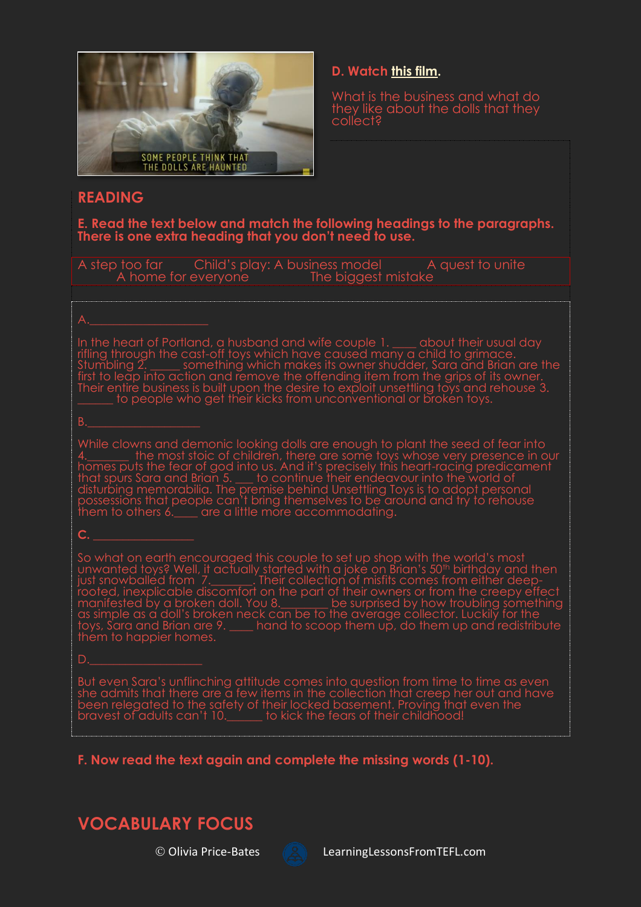**D. Watch this film.**

What is the business and what do they like about the dolls that they collect?

## READING

**E. Read the text below and match the following headings to the paragraphs. There is one extra heading that you don't need to use.**

A step too far     Child's play: A business model     A quest to unite
A home for everyone     The biggest mistake

A.___________________

In the heart of Portland, a husband and wife couple 1. ____ about their usual day rifling through the cast-off toys which have caused many a child to grimace. Stumbling 2. _____ something which makes its owner shudder, Sara and Brian are the first to leap into action and remove the offending item from the grips of its owner. Their entire business is built upon the desire to exploit unsettling toys and rehouse 3. ______ to people who get their kicks from unconventional or broken toys.

B.___________________

While clowns and demonic looking dolls are enough to plant the seed of fear into 4._______ the most stoic of children, there are some toys whose very presence in our homes puts the fear of god into us. And it's precisely this heart-racing predicament that spurs Sara and Brian 5. ___ to continue their endeavour into the world of disturbing memorabilia. The premise behind Unsettling Toys is to adopt personal possessions that people can't bring themselves to be around and try to rehouse them to others 6.____ are a little more accommodating.

**C.** ________________

So what on earth encouraged this couple to set up shop with the world's most unwanted toys? Well, it actually started with a joke on Brian's 50th birthday and then just snowballed from 7._______. Their collection of misfits comes from either deep-rooted, inexplicable discomfort on the part of their owners or from the creepy effect manifested by a broken doll. You 8.________ be surprised by how troubling something as simple as a doll's broken neck can be to the average collector. Luckily for the toys, Sara and Brian are 9. ____ hand to scoop them up, do them up and redistribute them to happier homes.

D.___________________

But even Sara's unflinching attitude comes into question from time to time as even she admits that there are a few items in the collection that creep her out and have been relegated to the safety of their locked basement. Proving that even the bravest of adults can't 10.______ to kick the fears of their childhood!

**F. Now read the text again and complete the missing words (1-10).**

## VOCABULARY FOCUS

© Olivia Price-Bates     LearningLessonsFromTEFL.com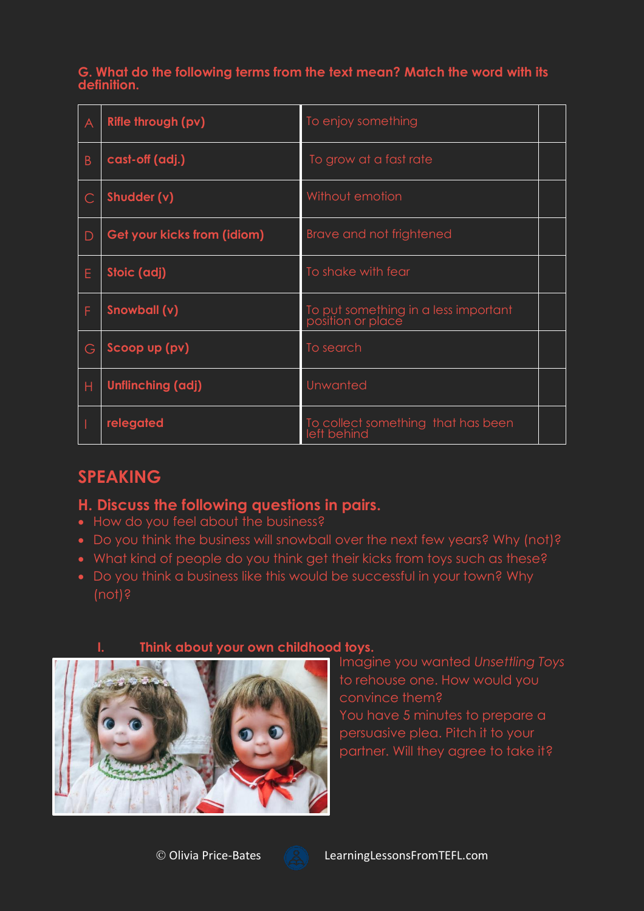## G. What do the following terms from the text mean? Match the word with its definition.

| | | | |
|---|---|---|---|
| A | **Rifle through (pv)** | To enjoy something | |
| B | **cast-off (adj.)** | To grow at a fast rate | |
| C | **Shudder (v)** | Without emotion | |
| D | **Get your kicks from (idiom)** | Brave and not frightened | |
| E | **Stoic (adj)** | To shake with fear | |
| F | **Snowball (v)** | To put something in a less important position or place | |
| G | **Scoop up (pv)** | To search | |
| H | **Unflinching (adj)** | Unwanted | |
| I | **relegated** | To collect something that has been left behind | |

# SPEAKING

## H. Discuss the following questions in pairs.

- How do you feel about the business?
- Do you think the business will snowball over the next few years? Why (not)?
- What kind of people do you think get their kicks from toys such as these?
- Do you think a business like this would be successful in your town? Why (not)?

## I. Think about your own childhood toys.

Imagine you wanted *Unsettling Toys* to rehouse one. How would you convince them?
You have 5 minutes to prepare a persuasive plea. Pitch it to your partner. Will they agree to take it?